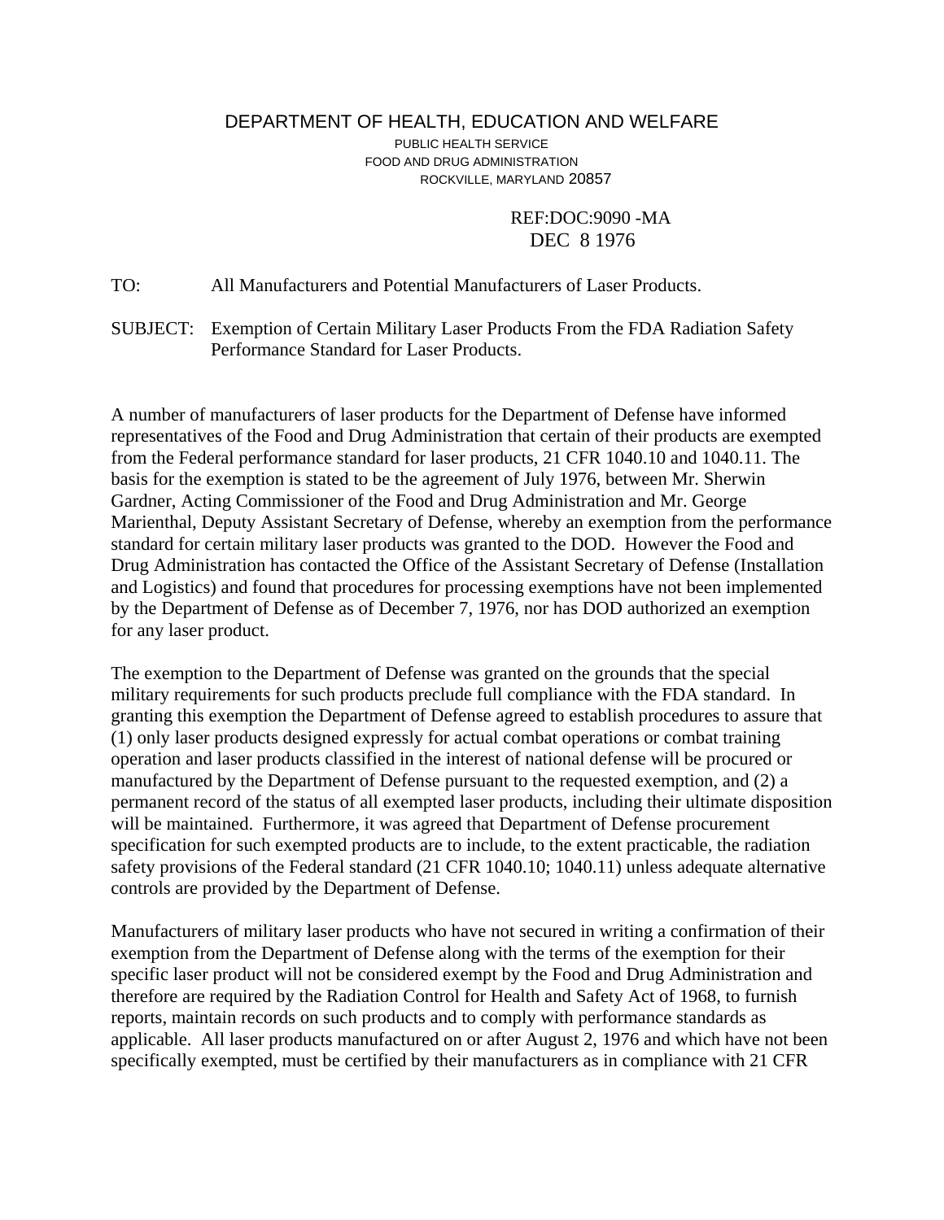DEPARTMENT OF HEALTH, EDUCATION AND WELFARE
PUBLIC HEALTH SERVICE
FOOD AND DRUG ADMINISTRATION
ROCKVILLE, MARYLAND 20857

REF:DOC:9090 -MA
DEC 8 1976

TO: All Manufacturers and Potential Manufacturers of Laser Products.

SUBJECT: Exemption of Certain Military Laser Products From the FDA Radiation Safety Performance Standard for Laser Products.

A number of manufacturers of laser products for the Department of Defense have informed representatives of the Food and Drug Administration that certain of their products are exempted from the Federal performance standard for laser products, 21 CFR 1040.10 and 1040.11. The basis for the exemption is stated to be the agreement of July 1976, between Mr. Sherwin Gardner, Acting Commissioner of the Food and Drug Administration and Mr. George Marienthal, Deputy Assistant Secretary of Defense, whereby an exemption from the performance standard for certain military laser products was granted to the DOD. However the Food and Drug Administration has contacted the Office of the Assistant Secretary of Defense (Installation and Logistics) and found that procedures for processing exemptions have not been implemented by the Department of Defense as of December 7, 1976, nor has DOD authorized an exemption for any laser product.

The exemption to the Department of Defense was granted on the grounds that the special military requirements for such products preclude full compliance with the FDA standard. In granting this exemption the Department of Defense agreed to establish procedures to assure that (1) only laser products designed expressly for actual combat operations or combat training operation and laser products classified in the interest of national defense will be procured or manufactured by the Department of Defense pursuant to the requested exemption, and (2) a permanent record of the status of all exempted laser products, including their ultimate disposition will be maintained. Furthermore, it was agreed that Department of Defense procurement specification for such exempted products are to include, to the extent practicable, the radiation safety provisions of the Federal standard (21 CFR 1040.10; 1040.11) unless adequate alternative controls are provided by the Department of Defense.

Manufacturers of military laser products who have not secured in writing a confirmation of their exemption from the Department of Defense along with the terms of the exemption for their specific laser product will not be considered exempt by the Food and Drug Administration and therefore are required by the Radiation Control for Health and Safety Act of 1968, to furnish reports, maintain records on such products and to comply with performance standards as applicable. All laser products manufactured on or after August 2, 1976 and which have not been specifically exempted, must be certified by their manufacturers as in compliance with 21 CFR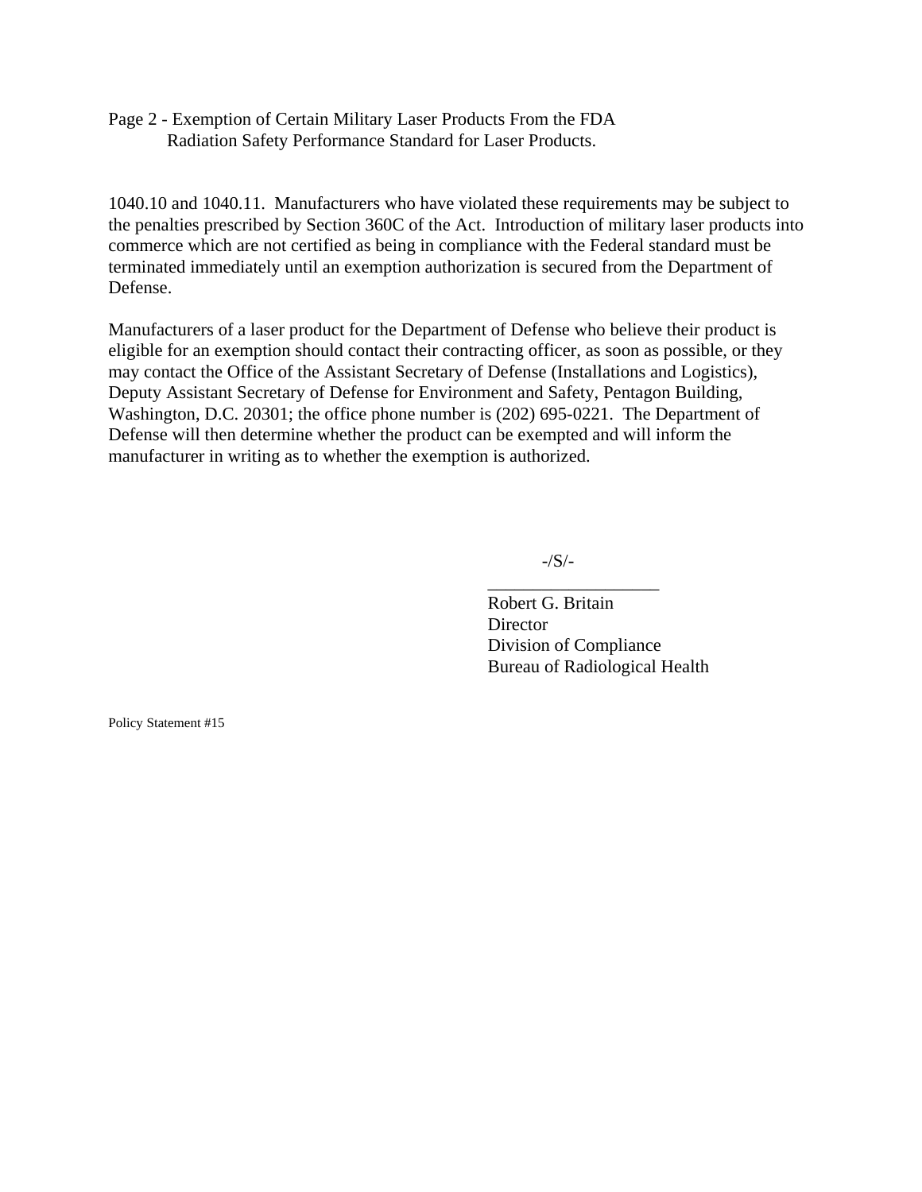1040.10 and 1040.11. Manufacturers who have violated these requirements may be subject to the penalties prescribed by Section 360C of the Act. Introduction of military laser products into commerce which are not certified as being in compliance with the Federal standard must be terminated immediately until an exemption authorization is secured from the Department of Defense.

Manufacturers of a laser product for the Department of Defense who believe their product is eligible for an exemption should contact their contracting officer, as soon as possible, or they may contact the Office of the Assistant Secretary of Defense (Installations and Logistics), Deputy Assistant Secretary of Defense for Environment and Safety, Pentagon Building, Washington, D.C. 20301; the office phone number is (202) 695-0221. The Department of Defense will then determine whether the product can be exempted and will inform the manufacturer in writing as to whether the exemption is authorized.

-/S/-

Robert G. Britain
Director
Division of Compliance
Bureau of Radiological Health

Policy Statement #15